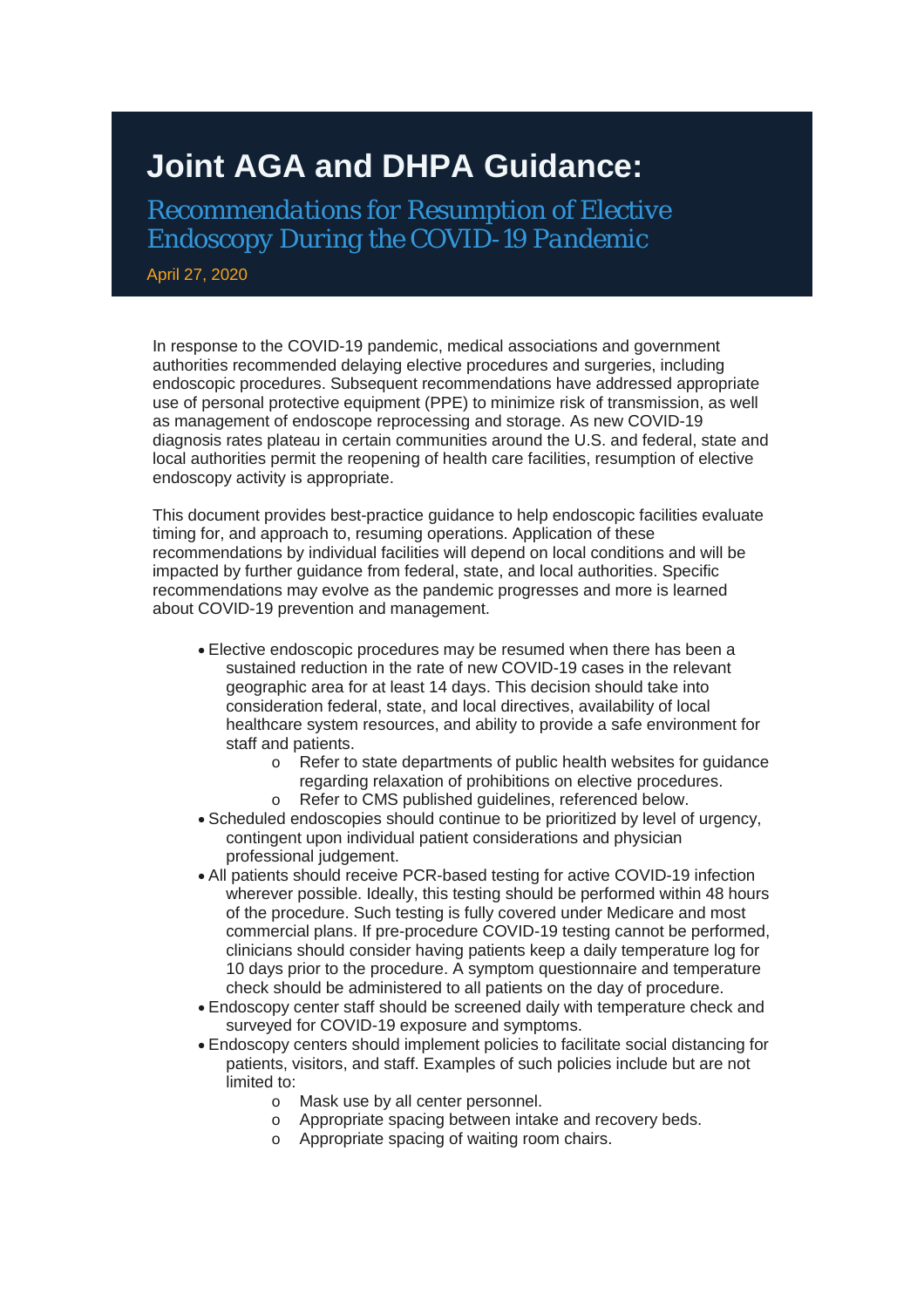# Joint AGA and DHPA Guidance:

## Recommendations for Resumption of Elective Endoscopy During the COVID-19 Pandemic

April 27, 2020

In response to the COVID-19 pandemic, medical associations and government authorities recommended delaying elective procedures and surgeries, including endoscopic procedures. Subsequent recommendations have addressed appropriate use of personal protective equipment (PPE) to minimize risk of transmission, as well as management of endoscope reprocessing and storage. As new COVID-19 diagnosis rates plateau in certain communities around the U.S. and federal, state and local authorities permit the reopening of health care facilities, resumption of elective endoscopy activity is appropriate.

This document provides best-practice guidance to help endoscopic facilities evaluate timing for, and approach to, resuming operations. Application of these recommendations by individual facilities will depend on local conditions and will be impacted by further guidance from federal, state, and local authorities. Specific recommendations may evolve as the pandemic progresses and more is learned about COVID-19 prevention and management.

- Elective endoscopic procedures may be resumed when there has been a sustained reduction in the rate of new COVID-19 cases in the relevant geographic area for at least 14 days. This decision should take into consideration federal, state, and local directives, availability of local healthcare system resources, and ability to provide a safe environment for staff and patients.
    - Refer to state departments of public health websites for guidance regarding relaxation of prohibitions on elective procedures.
    - Refer to CMS published guidelines, referenced below.
- Scheduled endoscopies should continue to be prioritized by level of urgency, contingent upon individual patient considerations and physician professional judgement.
- All patients should receive PCR-based testing for active COVID-19 infection wherever possible. Ideally, this testing should be performed within 48 hours of the procedure. Such testing is fully covered under Medicare and most commercial plans. If pre-procedure COVID-19 testing cannot be performed, clinicians should consider having patients keep a daily temperature log for 10 days prior to the procedure. A symptom questionnaire and temperature check should be administered to all patients on the day of procedure.
- Endoscopy center staff should be screened daily with temperature check and surveyed for COVID-19 exposure and symptoms.
- Endoscopy centers should implement policies to facilitate social distancing for patients, visitors, and staff. Examples of such policies include but are not limited to:
    - Mask use by all center personnel.
    - Appropriate spacing between intake and recovery beds.
    - Appropriate spacing of waiting room chairs.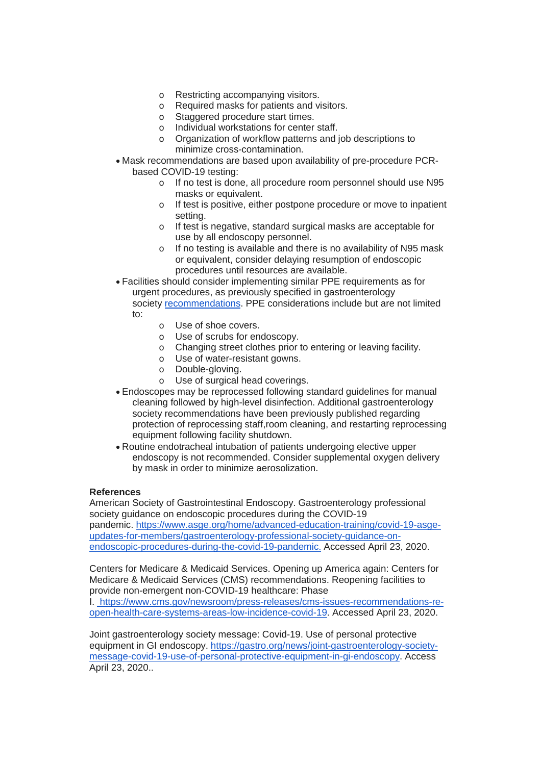- Restricting accompanying visitors.
  - Required masks for patients and visitors.
  - Staggered procedure start times.
  - Individual workstations for center staff.
  - Organization of workflow patterns and job descriptions to minimize cross-contamination.
- Mask recommendations are based upon availability of pre-procedure PCR-based COVID-19 testing:
  - If no test is done, all procedure room personnel should use N95 masks or equivalent.
  - If test is positive, either postpone procedure or move to inpatient setting.
  - If test is negative, standard surgical masks are acceptable for use by all endoscopy personnel.
  - If no testing is available and there is no availability of N95 mask or equivalent, consider delaying resumption of endoscopic procedures until resources are available.
- Facilities should consider implementing similar PPE requirements as for urgent procedures, as previously specified in gastroenterology society recommendations. PPE considerations include but are not limited to:
  - Use of shoe covers.
  - Use of scrubs for endoscopy.
  - Changing street clothes prior to entering or leaving facility.
  - Use of water-resistant gowns.
  - Double-gloving.
  - Use of surgical head coverings.
- Endoscopes may be reprocessed following standard guidelines for manual cleaning followed by high-level disinfection. Additional gastroenterology society recommendations have been previously published regarding protection of reprocessing staff,room cleaning, and restarting reprocessing equipment following facility shutdown.
- Routine endotracheal intubation of patients undergoing elective upper endoscopy is not recommended. Consider supplemental oxygen delivery by mask in order to minimize aerosolization.

**References**

American Society of Gastrointestinal Endoscopy. Gastroenterology professional society guidance on endoscopic procedures during the COVID-19 pandemic. https://www.asge.org/home/advanced-education-training/covid-19-asge-updates-for-members/gastroenterology-professional-society-guidance-on-endoscopic-procedures-during-the-covid-19-pandemic. Accessed April 23, 2020.

Centers for Medicare & Medicaid Services. Opening up America again: Centers for Medicare & Medicaid Services (CMS) recommendations. Reopening facilities to provide non-emergent non-COVID-19 healthcare: Phase I. https://www.cms.gov/newsroom/press-releases/cms-issues-recommendations-re-open-health-care-systems-areas-low-incidence-covid-19. Accessed April 23, 2020.

Joint gastroenterology society message: Covid-19. Use of personal protective equipment in GI endoscopy. https://gastro.org/news/joint-gastroenterology-society-message-covid-19-use-of-personal-protective-equipment-in-gi-endoscopy. Access April 23, 2020..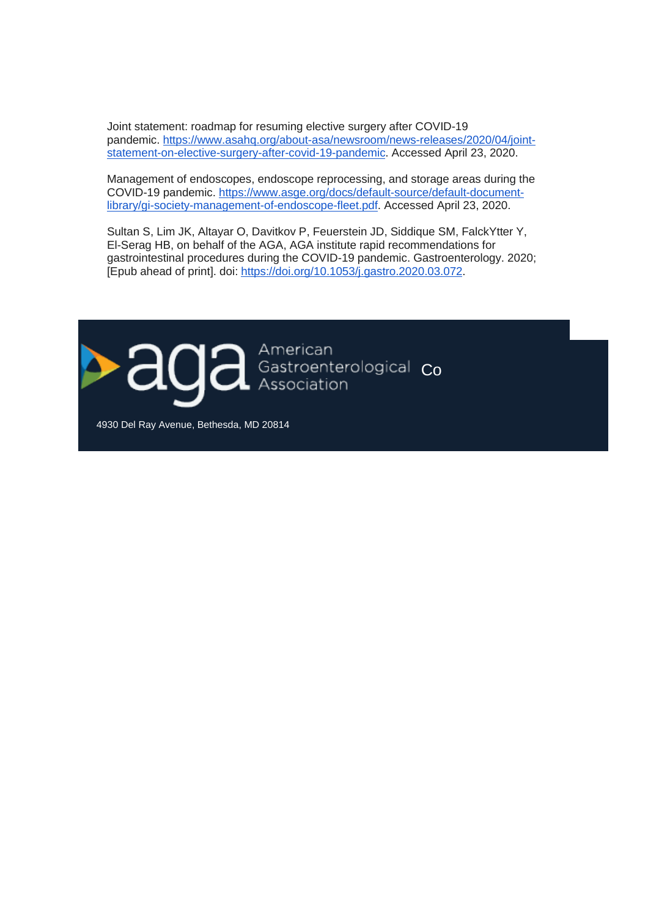Joint statement: roadmap for resuming elective surgery after COVID-19 pandemic. https://www.asahq.org/about-asa/newsroom/news-releases/2020/04/joint-statement-on-elective-surgery-after-covid-19-pandemic. Accessed April 23, 2020.

Management of endoscopes, endoscope reprocessing, and storage areas during the COVID-19 pandemic. https://www.asge.org/docs/default-source/default-document-library/gi-society-management-of-endoscope-fleet.pdf. Accessed April 23, 2020.

Sultan S, Lim JK, Altayar O, Davitkov P, Feuerstein JD, Siddique SM, FalckYtter Y, El-Serag HB, on behalf of the AGA, AGA institute rapid recommendations for gastrointestinal procedures during the COVID-19 pandemic. Gastroenterology. 2020; [Epub ahead of print]. doi: https://doi.org/10.1053/j.gastro.2020.03.072.

aga American Gastroenterological Association Co

4930 Del Ray Avenue, Bethesda, MD 20814